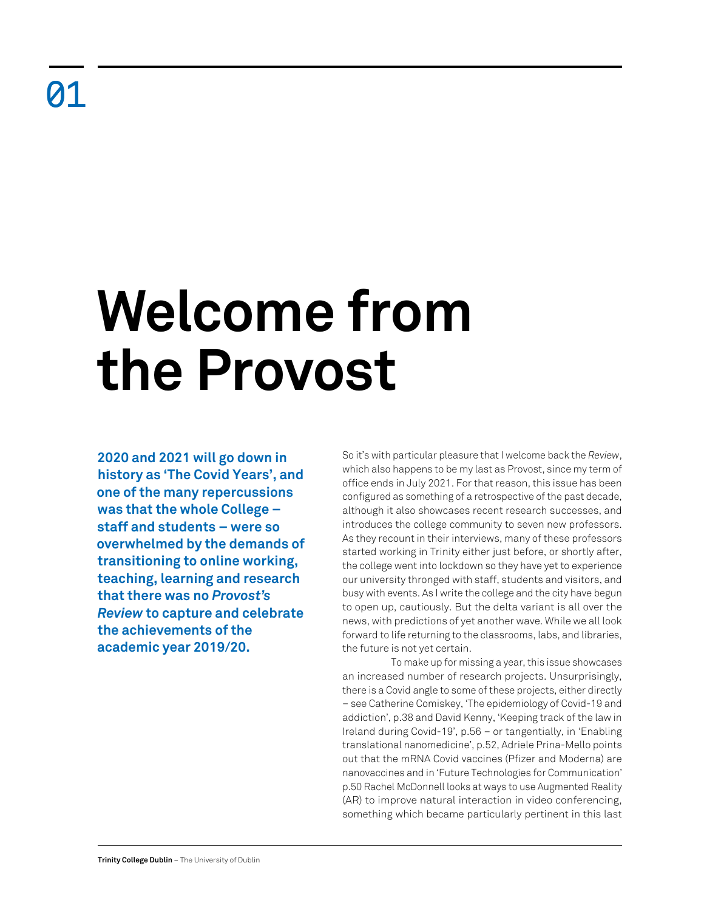01

# Welcome from the Provost

**2020 and 2021 will go down in history as 'The Covid Years', and one of the many repercussions was that the whole College – staff and students – were so overwhelmed by the demands of transitioning to online working, teaching, learning and research that there was no *Provost's Review* to capture and celebrate the achievements of the academic year 2019/20.**

So it's with particular pleasure that I welcome back the *Review*, which also happens to be my last as Provost, since my term of office ends in July 2021. For that reason, this issue has been configured as something of a retrospective of the past decade, although it also showcases recent research successes, and introduces the college community to seven new professors. As they recount in their interviews, many of these professors started working in Trinity either just before, or shortly after, the college went into lockdown so they have yet to experience our university thronged with staff, students and visitors, and busy with events. As I write the college and the city have begun to open up, cautiously. But the delta variant is all over the news, with predictions of yet another wave. While we all look forward to life returning to the classrooms, labs, and libraries, the future is not yet certain.

To make up for missing a year, this issue showcases an increased number of research projects. Unsurprisingly, there is a Covid angle to some of these projects, either directly – see Catherine Comiskey, 'The epidemiology of Covid-19 and addiction', p.38 and David Kenny, 'Keeping track of the law in Ireland during Covid-19', p.56 – or tangentially, in 'Enabling translational nanomedicine', p.52, Adriele Prina-Mello points out that the mRNA Covid vaccines (Pfizer and Moderna) are nanovaccines and in 'Future Technologies for Communication' p.50 Rachel McDonnell looks at ways to use Augmented Reality (AR) to improve natural interaction in video conferencing, something which became particularly pertinent in this last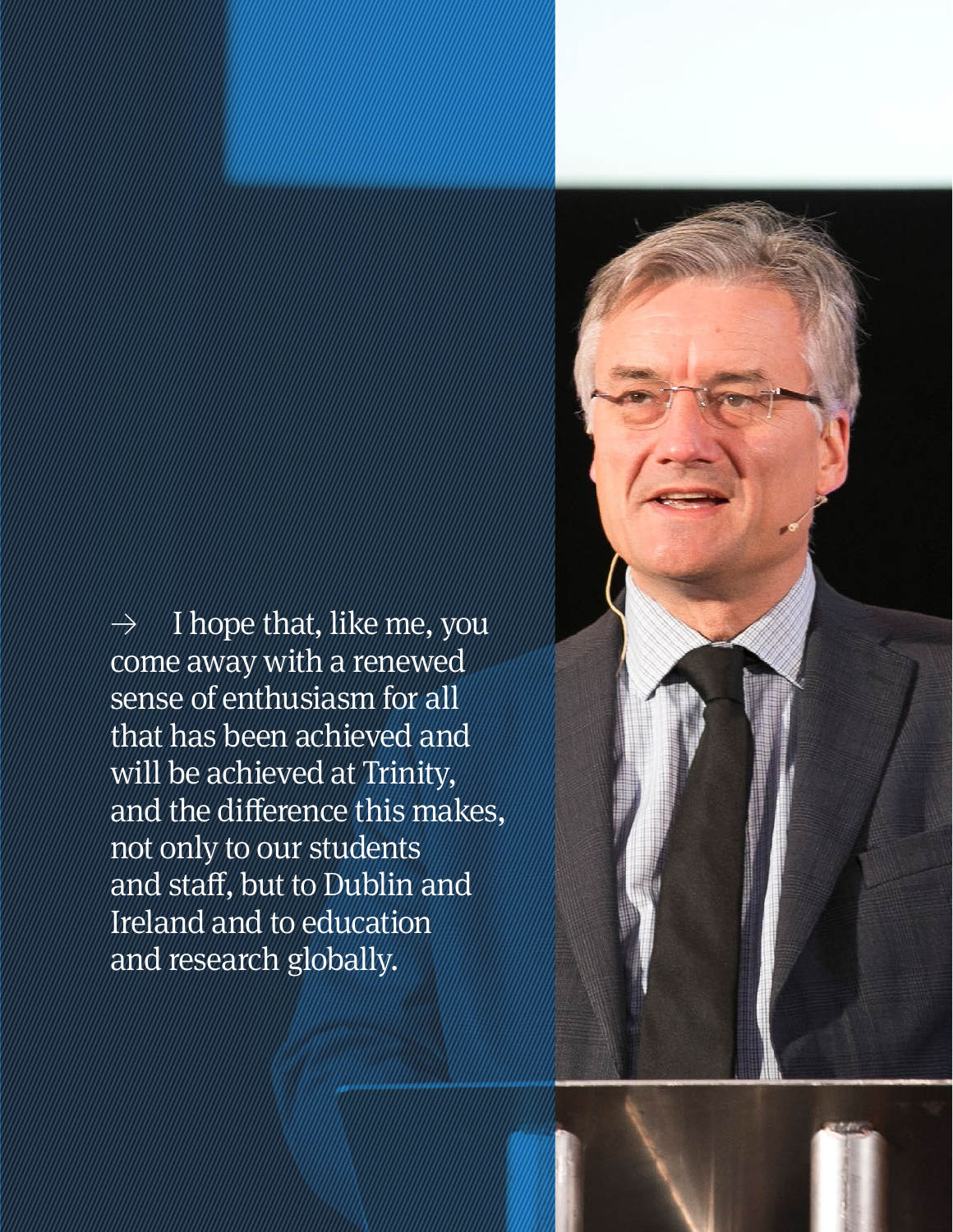→ I hope that, like me, you come away with a renewed sense of enthusiasm for all that has been achieved and will be achieved at Trinity, and the difference this makes, not only to our students and staff, but to Dublin and Ireland and to education and research globally.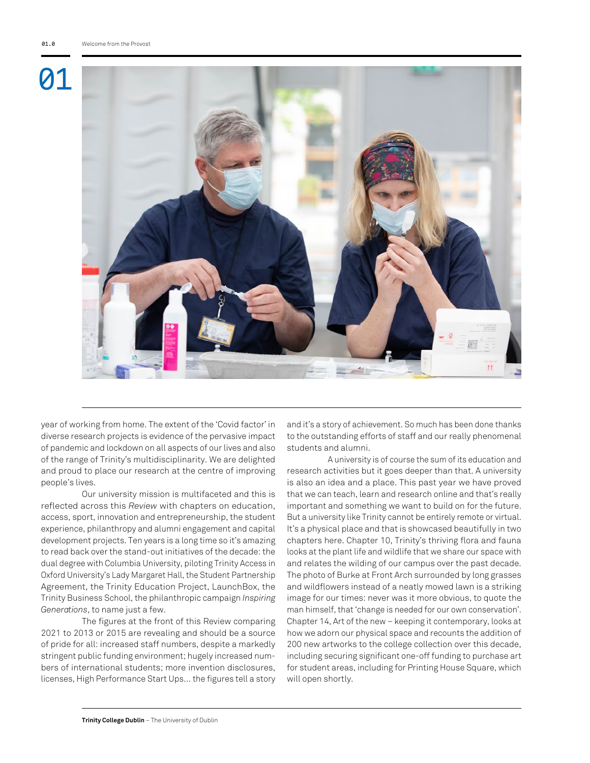year of working from home. The extent of the 'Covid factor' in diverse research projects is evidence of the pervasive impact of pandemic and lockdown on all aspects of our lives and also of the range of Trinity's multidisciplinarity. We are delighted and proud to place our research at the centre of improving people's lives.

Our university mission is multifaceted and this is reflected across this *Review* with chapters on education, access, sport, innovation and entrepreneurship, the student experience, philanthropy and alumni engagement and capital development projects. Ten years is a long time so it's amazing to read back over the stand-out initiatives of the decade: the dual degree with Columbia University, piloting Trinity Access in Oxford University's Lady Margaret Hall, the Student Partnership Agreement, the Trinity Education Project, LaunchBox, the Trinity Business School, the philanthropic campaign *Inspiring Generations*, to name just a few.

The figures at the front of this Review comparing 2021 to 2013 or 2015 are revealing and should be a source of pride for all: increased staff numbers, despite a markedly stringent public funding environment; hugely increased numbers of international students; more invention disclosures, licenses, High Performance Start Ups... the figures tell a story and it's a story of achievement. So much has been done thanks to the outstanding efforts of staff and our really phenomenal students and alumni.

A university is of course the sum of its education and research activities but it goes deeper than that. A university is also an idea and a place. This past year we have proved that we can teach, learn and research online and that's really important and something we want to build on for the future. But a university like Trinity cannot be entirely remote or virtual. It's a physical place and that is showcased beautifully in two chapters here. Chapter 10, Trinity's thriving flora and fauna looks at the plant life and wildlife that we share our space with and relates the wilding of our campus over the past decade. The photo of Burke at Front Arch surrounded by long grasses and wildflowers instead of a neatly mowed lawn is a striking image for our times: never was it more obvious, to quote the man himself, that 'change is needed for our own conservation'. Chapter 14, Art of the new – keeping it contemporary, looks at how we adorn our physical space and recounts the addition of 200 new artworks to the college collection over this decade, including securing significant one-off funding to purchase art for student areas, including for Printing House Square, which will open shortly.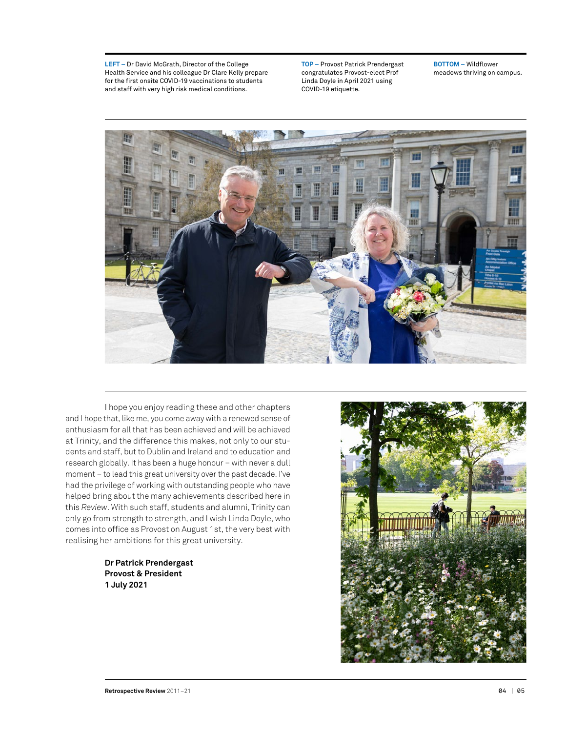**LEFT –** Dr David McGrath, Director of the College Health Service and his colleague Dr Clare Kelly prepare for the first onsite COVID-19 vaccinations to students and staff with very high risk medical conditions.

**TOP –** Provost Patrick Prendergast congratulates Provost-elect Prof Linda Doyle in April 2021 using COVID-19 etiquette.

**BOTTOM –** Wildflower meadows thriving on campus.

I hope you enjoy reading these and other chapters and I hope that, like me, you come away with a renewed sense of enthusiasm for all that has been achieved and will be achieved at Trinity, and the difference this makes, not only to our students and staff, but to Dublin and Ireland and to education and research globally. It has been a huge honour – with never a dull moment – to lead this great university over the past decade. I've had the privilege of working with outstanding people who have helped bring about the many achievements described here in this *Review*. With such staff, students and alumni, Trinity can only go from strength to strength, and I wish Linda Doyle, who comes into office as Provost on August 1st, the very best with realising her ambitions for this great university.

**Dr Patrick Prendergast**
**Provost & President**
**1 July 2021**